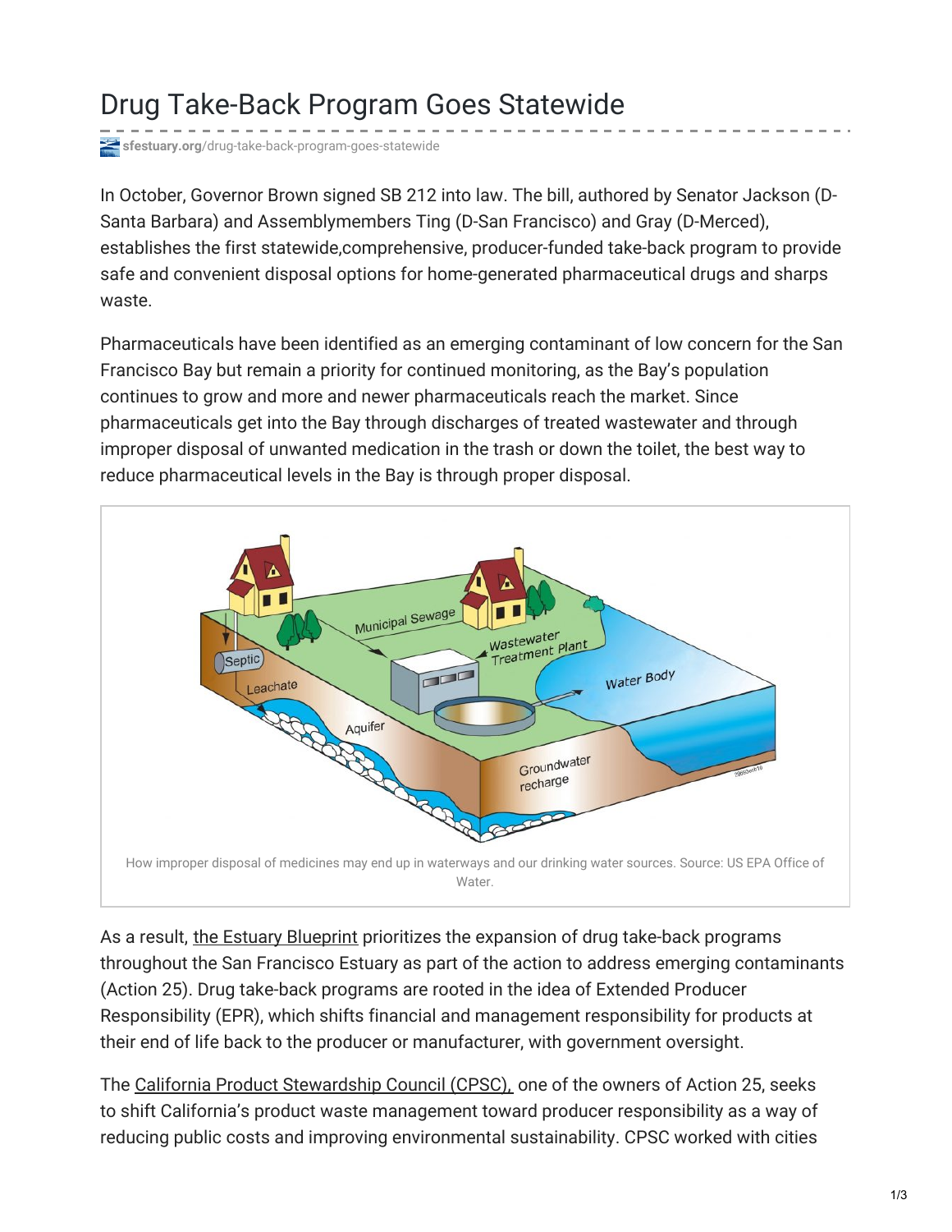# Drug Take-Back Program Goes Statewide

sfestuary.org/drug-take-back-program-goes-statewide

In October, Governor Brown signed SB 212 into law. The bill, authored by Senator Jackson (D-Santa Barbara) and Assemblymembers Ting (D-San Francisco) and Gray (D-Merced), establishes the first statewide,comprehensive, producer-funded take-back program to provide safe and convenient disposal options for home-generated pharmaceutical drugs and sharps waste.

Pharmaceuticals have been identified as an emerging contaminant of low concern for the San Francisco Bay but remain a priority for continued monitoring, as the Bay's population continues to grow and more and newer pharmaceuticals reach the market. Since pharmaceuticals get into the Bay through discharges of treated wastewater and through improper disposal of unwanted medication in the trash or down the toilet, the best way to reduce pharmaceutical levels in the Bay is through proper disposal.

How improper disposal of medicines may end up in waterways and our drinking water sources. Source: US EPA Office of Water.

As a result, the Estuary Blueprint prioritizes the expansion of drug take-back programs throughout the San Francisco Estuary as part of the action to address emerging contaminants (Action 25). Drug take-back programs are rooted in the idea of Extended Producer Responsibility (EPR), which shifts financial and management responsibility for products at their end of life back to the producer or manufacturer, with government oversight.

The California Product Stewardship Council (CPSC), one of the owners of Action 25, seeks to shift California's product waste management toward producer responsibility as a way of reducing public costs and improving environmental sustainability. CPSC worked with cities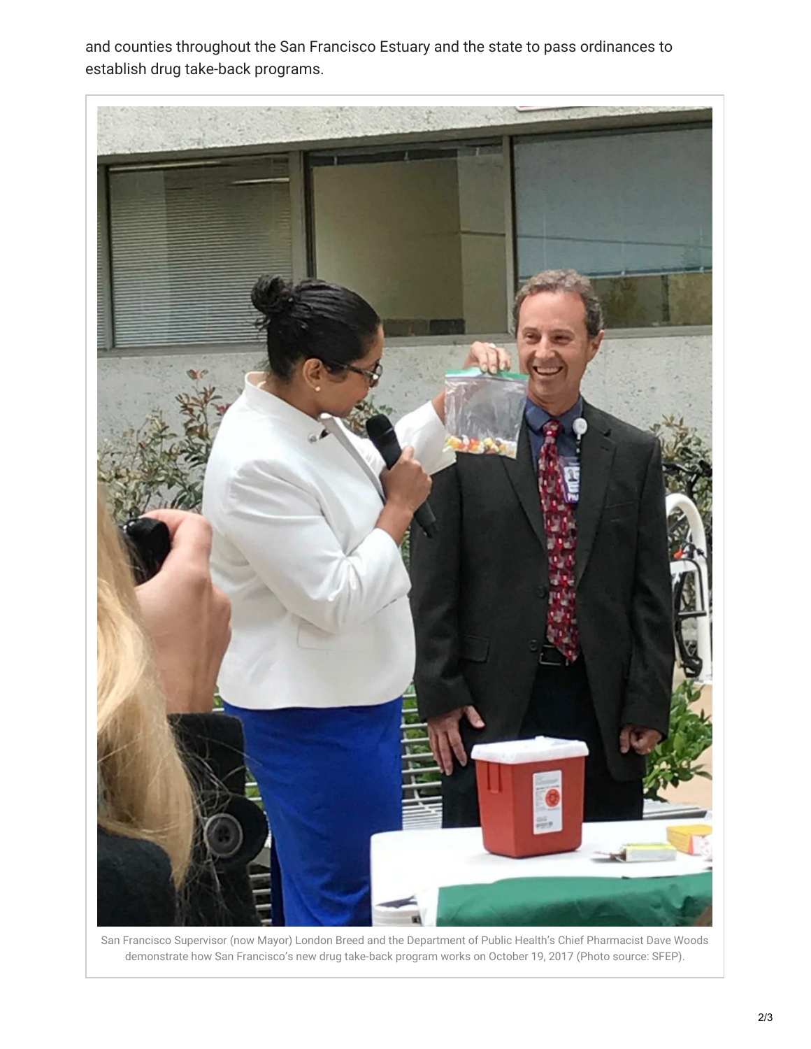and counties throughout the San Francisco Estuary and the state to pass ordinances to establish drug take-back programs.

San Francisco Supervisor (now Mayor) London Breed and the Department of Public Health's Chief Pharmacist Dave Woods demonstrate how San Francisco's new drug take-back program works on October 19, 2017 (Photo source: SFEP).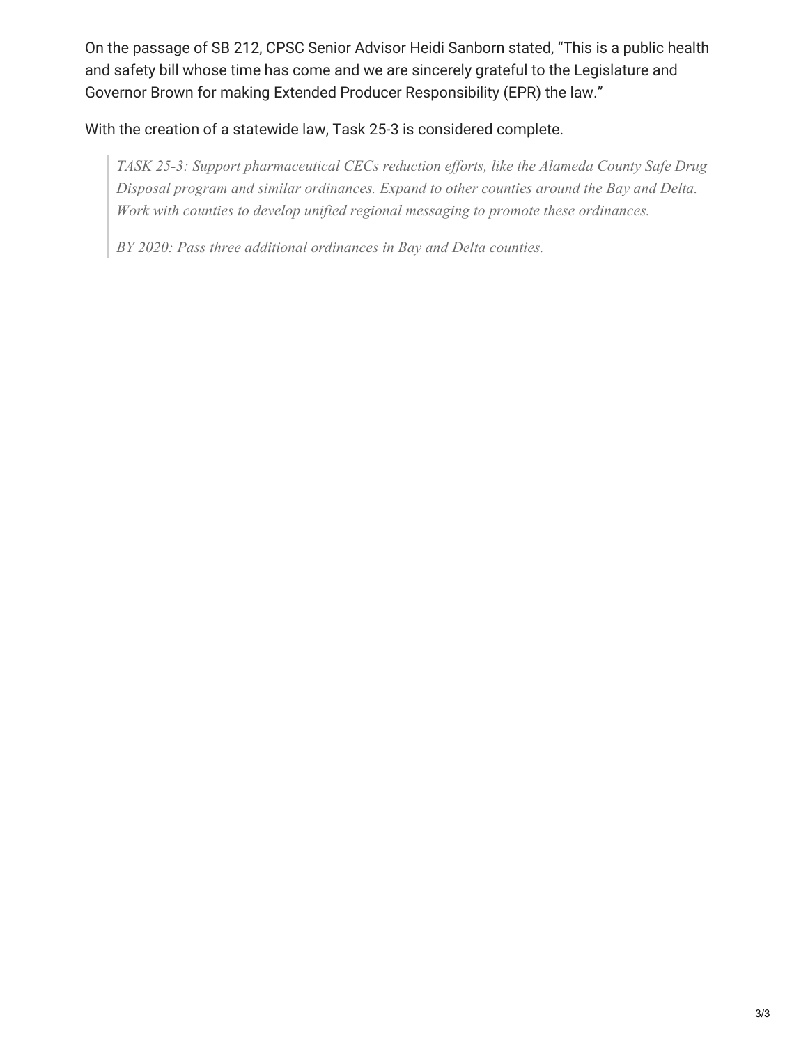On the passage of SB 212, CPSC Senior Advisor Heidi Sanborn stated, "This is a public health and safety bill whose time has come and we are sincerely grateful to the Legislature and Governor Brown for making Extended Producer Responsibility (EPR) the law."

With the creation of a statewide law, Task 25-3 is considered complete.

> *TASK 25-3: Support pharmaceutical CECs reduction efforts, like the Alameda County Safe Drug Disposal program and similar ordinances. Expand to other counties around the Bay and Delta. Work with counties to develop unified regional messaging to promote these ordinances.*
>
> *BY 2020: Pass three additional ordinances in Bay and Delta counties.*